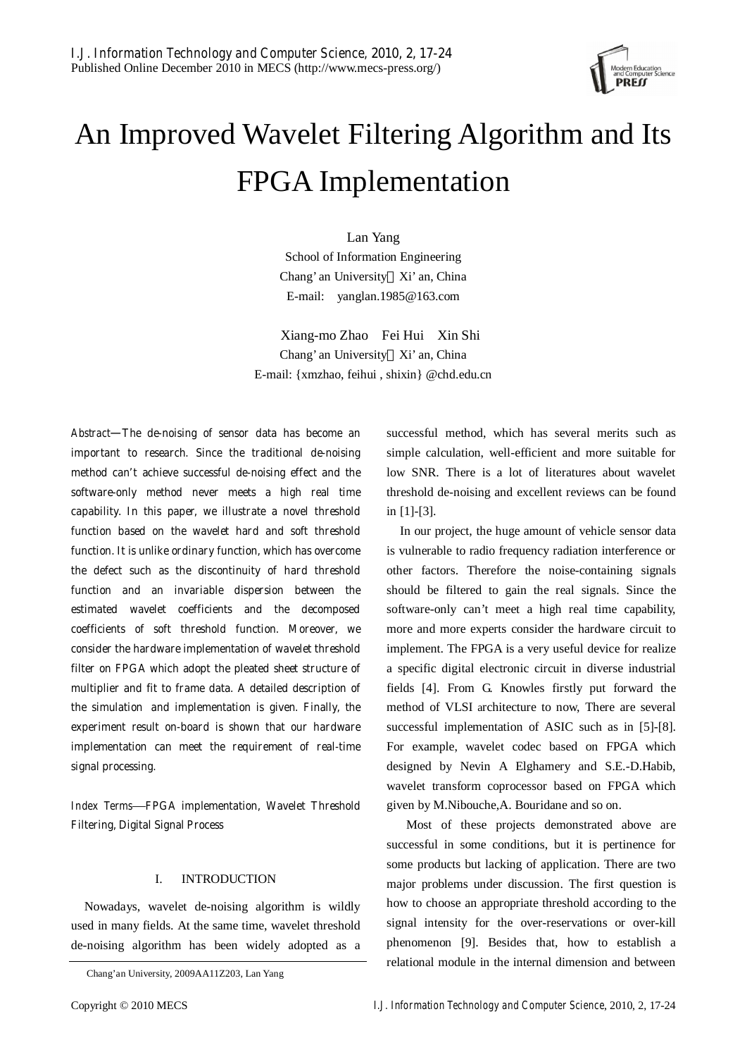# An Improved Wavelet Filtering Algorithm and Its FPGA Implementation

Lan Yang
School of Information Engineering
Chang' an University，Xi' an, China
E-mail: yanglan.1985@163.com

Xiang-mo Zhao  Fei Hui  Xin Shi
Chang' an University，Xi' an, China
E-mail: {xmzhao, feihui , shixin} @chd.edu.cn

*Abstract*—The de-noising of sensor data has become an important to research. Since the traditional de-noising method can't achieve successful de-noising effect and the software-only method never meets a high real time capability. In this paper, we illustrate a novel threshold function based on the wavelet hard and soft threshold function. It is unlike ordinary function, which has overcome the defect such as the discontinuity of hard threshold function and an invariable dispersion between the estimated wavelet coefficients and the decomposed coefficients of soft threshold function. Moreover, we consider the hardware implementation of wavelet threshold filter on FPGA which adopt the pleated sheet structure of multiplier and fit to frame data. A detailed description of the simulation and implementation is given. Finally, the experiment result on-board is shown that our hardware implementation can meet the requirement of real-time signal processing.

*Index Terms*—FPGA implementation, Wavelet Threshold Filtering, Digital Signal Process

## I. INTRODUCTION

Nowadays, wavelet de-noising algorithm is wildly used in many fields. At the same time, wavelet threshold de-noising algorithm has been widely adopted as a successful method, which has several merits such as simple calculation, well-efficient and more suitable for low SNR. There is a lot of literatures about wavelet threshold de-noising and excellent reviews can be found in [1]-[3].

In our project, the huge amount of vehicle sensor data is vulnerable to radio frequency radiation interference or other factors. Therefore the noise-containing signals should be filtered to gain the real signals. Since the software-only can't meet a high real time capability, more and more experts consider the hardware circuit to implement. The FPGA is a very useful device for realize a specific digital electronic circuit in diverse industrial fields [4]. From G. Knowles firstly put forward the method of VLSI architecture to now, There are several successful implementation of ASIC such as in [5]-[8]. For example, wavelet codec based on FPGA which designed by Nevin A Elghamery and S.E.-D.Habib, wavelet transform coprocessor based on FPGA which given by M.Nibouche,A. Bouridane and so on.

Most of these projects demonstrated above are successful in some conditions, but it is pertinence for some products but lacking of application. There are two major problems under discussion. The first question is how to choose an appropriate threshold according to the signal intensity for the over-reservations or over-kill phenomenon [9]. Besides that, how to establish a relational module in the internal dimension and between

Chang'an University, 2009AA11Z203, Lan Yang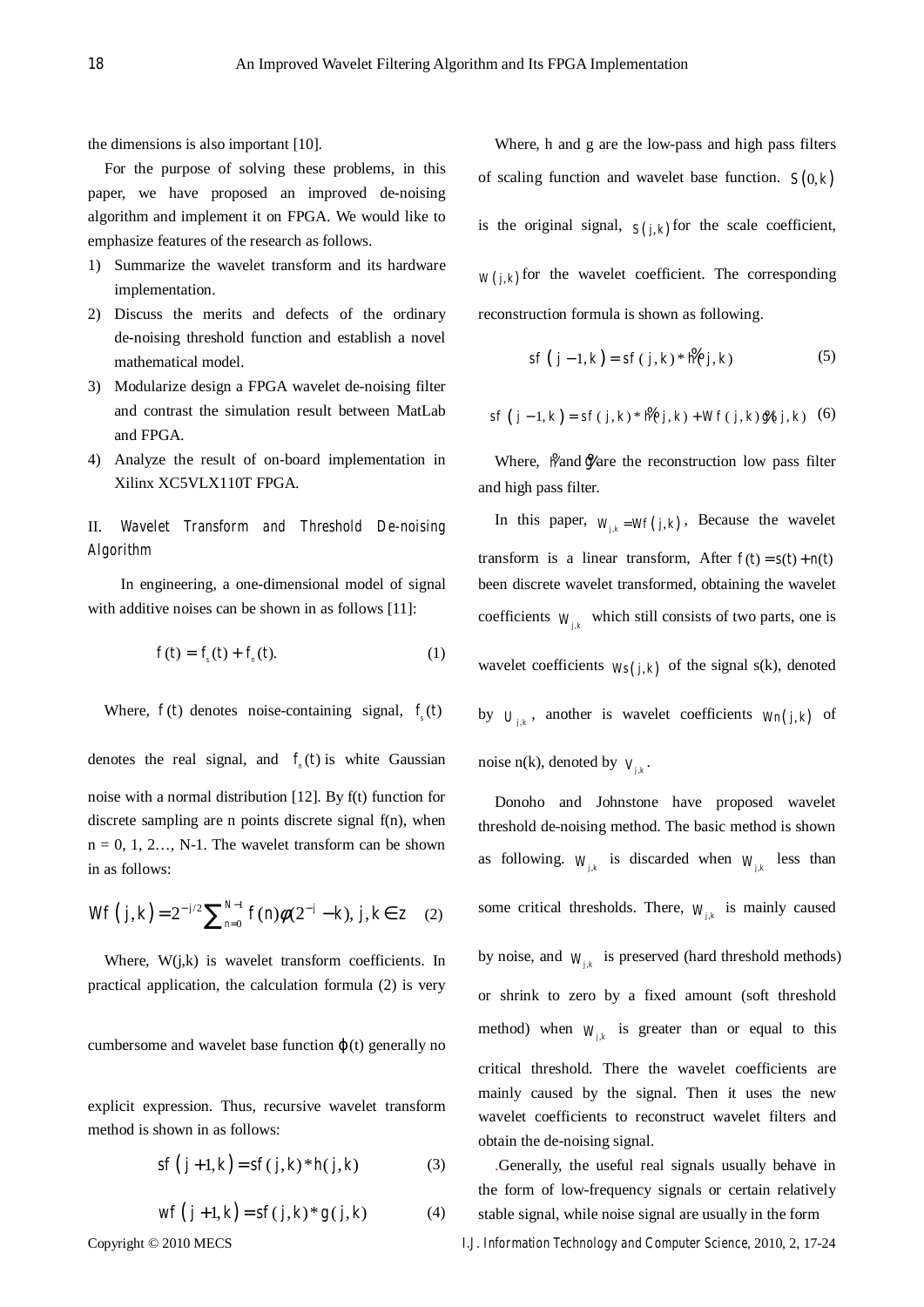the dimensions is also important [10].

For the purpose of solving these problems, in this paper, we have proposed an improved de-noising algorithm and implement it on FPGA. We would like to emphasize features of the research as follows.

1) Summarize the wavelet transform and its hardware implementation.
2) Discuss the merits and defects of the ordinary de-noising threshold function and establish a novel mathematical model.
3) Modularize design a FPGA wavelet de-noising filter and contrast the simulation result between MatLab and FPGA.
4) Analyze the result of on-board implementation in Xilinx XC5VLX110T FPGA.

## II. Wavelet Transform and Threshold De-noising Algorithm

In engineering, a one-dimensional model of signal with additive noises can be shown in as follows [11]:

$$f(t) = f_s(t) + f_n(t). \tag{1}$$

Where, $f(t)$ denotes noise-containing signal, $f_s(t)$ denotes the real signal, and $f_n(t)$ is white Gaussian noise with a normal distribution [12]. By f(t) function for discrete sampling are n points discrete signal f(n), when n = 0, 1, 2…, N-1. The wavelet transform can be shown in as follows:

$$Wf(j,k) = 2^{-j/2}\sum_{n=0}^{N-1} f(n)\phi(2^{-j}-k),\ j,k \in z \tag{2}$$

Where, W(j,k) is wavelet transform coefficients. In practical application, the calculation formula (2) is very cumbersome and wavelet base function $\phi(t)$ generally no explicit expression. Thus, recursive wavelet transform method is shown in as follows:

$$sf(j+1,k) = sf(j,k) * h(j,k) \tag{3}$$

$$wf(j+1,k) = sf(j,k) * g(j,k) \tag{4}$$

Where, h and g are the low-pass and high pass filters of scaling function and wavelet base function. $S(0,k)$ is the original signal, $S(j,k)$ for the scale coefficient, $W(j,k)$ for the wavelet coefficient. The corresponding reconstruction formula is shown as following.

$$sf(j-1,k) = sf(j,k) * \tilde{h}(j,k) \tag{5}$$

$$sf(j-1,k) = sf(j,k) * \tilde{h}(j,k) + Wf(j,k)\tilde{g}(j,k) \tag{6}$$

Where, $\tilde{h}$ and $\tilde{g}$ are the reconstruction low pass filter and high pass filter.

In this paper, $W_{j,k} = Wf(j,k)$, Because the wavelet transform is a linear transform, After $f(t) = s(t) + n(t)$ been discrete wavelet transformed, obtaining the wavelet coefficients $W_{j,k}$ which still consists of two parts, one is wavelet coefficients $Ws(j,k)$ of the signal s(k), denoted by $U_{j,k}$, another is wavelet coefficients $Wn(j,k)$ of noise n(k), denoted by $V_{j,k}$.

Donoho and Johnstone have proposed wavelet threshold de-noising method. The basic method is shown as following. $W_{j,k}$ is discarded when $W_{j,k}$ less than some critical thresholds. There, $W_{j,k}$ is mainly caused by noise, and $W_{j,k}$ is preserved (hard threshold methods) or shrink to zero by a fixed amount (soft threshold method) when $W_{j,k}$ is greater than or equal to this critical threshold. There the wavelet coefficients are mainly caused by the signal. Then it uses the new wavelet coefficients to reconstruct wavelet filters and obtain the de-noising signal.

.Generally, the useful real signals usually behave in the form of low-frequency signals or certain relatively stable signal, while noise signal are usually in the form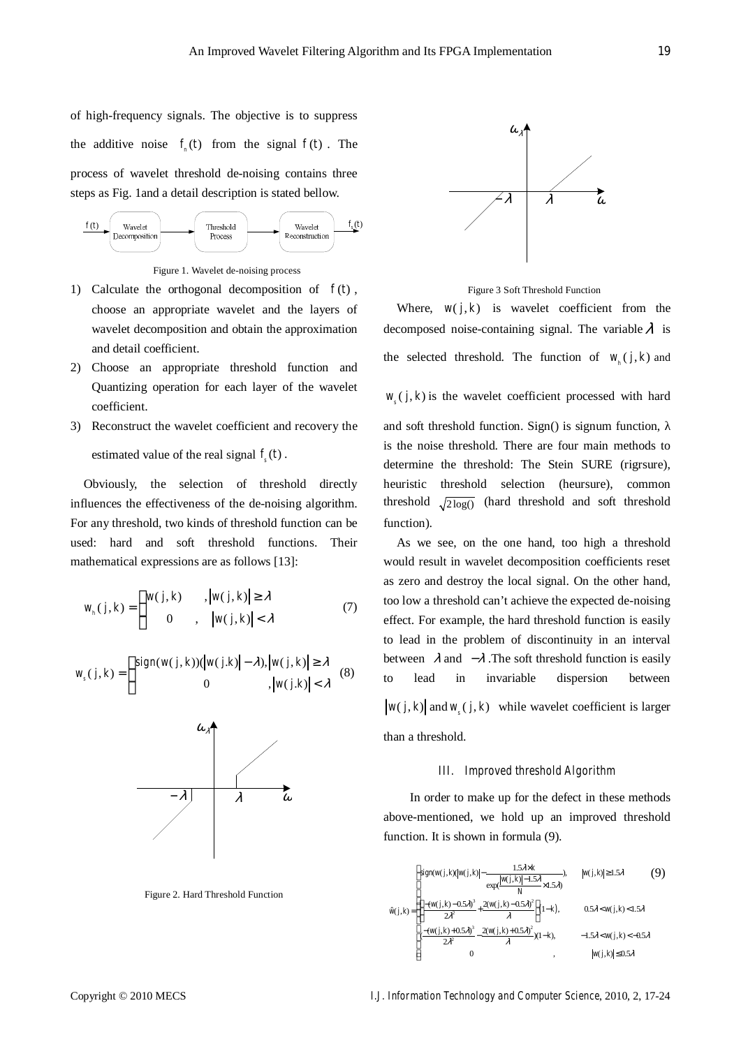of high-frequency signals. The objective is to suppress the additive noise $f_n(t)$ from the signal $f(t)$. The process of wavelet threshold de-noising contains three steps as Fig. 1and a detail description is stated bellow.

Figure 1. Wavelet de-noising process

1) Calculate the orthogonal decomposition of $f(t)$, choose an appropriate wavelet and the layers of wavelet decomposition and obtain the approximation and detail coefficient.
2) Choose an appropriate threshold function and Quantizing operation for each layer of the wavelet coefficient.
3) Reconstruct the wavelet coefficient and recovery the estimated value of the real signal $f_s(t)$.

Obviously, the selection of threshold directly influences the effectiveness of the de-noising algorithm. For any threshold, two kinds of threshold function can be used: hard and soft threshold functions. Their mathematical expressions are as follows [13]:

$$w_h(j,k) = \begin{cases} w(j,k) & , |w(j,k)| \geq \lambda \\ 0 & , \quad |w(j,k)| < \lambda \end{cases} \tag{7}$$

$$w_s(j,k) = \begin{cases} sign(w(j,k))(|w(j.k)| - \lambda), & |w(j,k)| \geq \lambda \\ 0 & , |w(j.k)| < \lambda \end{cases} \tag{8}$$

Figure 2. Hard Threshold Function

Figure 3 Soft Threshold Function

Where, $w(j,k)$ is wavelet coefficient from the decomposed noise-containing signal. The variable $\lambda$ is the selected threshold. The function of $w_h(j,k)$ and $w_s(j,k)$ is the wavelet coefficient processed with hard and soft threshold function. Sign() is signum function, λ is the noise threshold. There are four main methods to determine the threshold: The Stein SURE (rigrsure), heuristic threshold selection (heursure), common threshold $\sqrt{2\log()}$ (hard threshold and soft threshold function).

As we see, on the one hand, too high a threshold would result in wavelet decomposition coefficients reset as zero and destroy the local signal. On the other hand, too low a threshold can't achieve the expected de-noising effect. For example, the hard threshold function is easily to lead in the problem of discontinuity in an interval between $\lambda$ and $-\lambda$. The soft threshold function is easily to lead in invariable dispersion between $|w(j,k)|$ and $w_s(j,k)$ while wavelet coefficient is larger than a threshold.

## III. Improved threshold Algorithm

In order to make up for the defect in these methods above-mentioned, we hold up an improved threshold function. It is shown in formula (9).

$$\hat{w}(j,k) = \begin{cases} sign(w(j,k))(|w(j,k)| - \dfrac{1.5\lambda \times k}{\exp(\dfrac{|w(j,k)| - 1.5\lambda}{N} \times 1.5\lambda)}), & |w(j,k)| \geq 1.5\lambda \\ \left(-\dfrac{(w(j,k) - 0.5\lambda)^3}{2\lambda^2} + \dfrac{2(w(j,k) - 0.5\lambda)^2}{\lambda}\right)(1-k), & 0.5\lambda < w(j,k) < 1.5\lambda \\ \left(-\dfrac{(w(j,k) + 0.5\lambda)^3}{2\lambda^2} - \dfrac{2(w(j,k) + 0.5\lambda)^2}{\lambda}\right)(1-k), & -1.5\lambda < w(j,k) < -0.5\lambda \\ 0 & , \quad |w(j,k)| \leq 0.5\lambda \end{cases} \tag{9}$$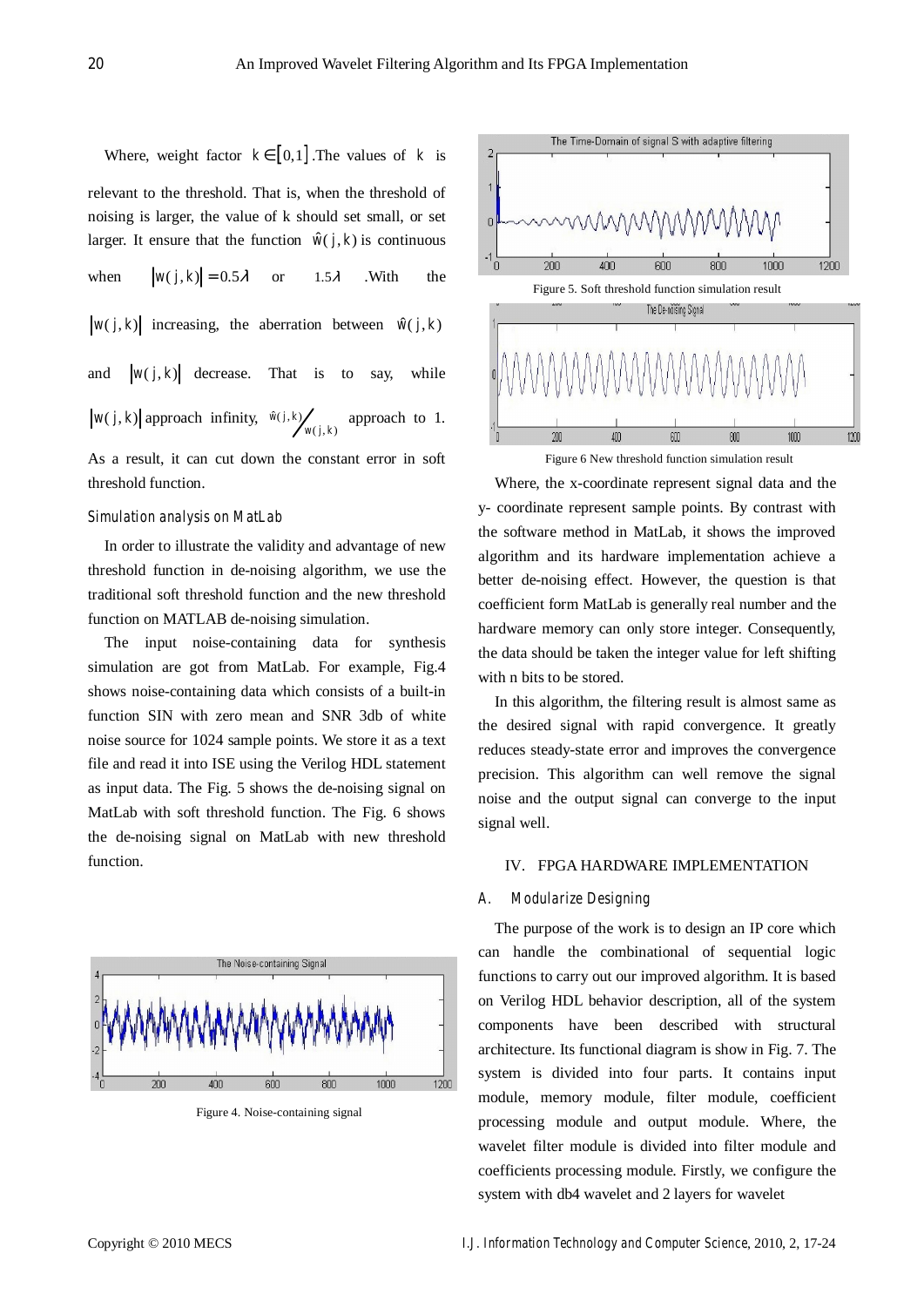Where, weight factor $k \in [0,1]$. The values of $k$ is relevant to the threshold. That is, when the threshold of noising is larger, the value of k should set small, or set larger. It ensure that the function $\hat{w}(j,k)$ is continuous when $|w(j,k)| = 0.5\lambda$ or $1.5\lambda$ .With the $|w(j,k)|$ increasing, the aberration between $\hat{w}(j,k)$ and $|w(j,k)|$ decrease. That is to say, while $|w(j,k)|$ approach infinity, $\hat{w}(j,k)/w(j,k)$ approach to 1. As a result, it can cut down the constant error in soft threshold function.

### Simulation analysis on MatLab

In order to illustrate the validity and advantage of new threshold function in de-noising algorithm, we use the traditional soft threshold function and the new threshold function on MATLAB de-noising simulation.

The input noise-containing data for synthesis simulation are got from MatLab. For example, Fig.4 shows noise-containing data which consists of a built-in function SIN with zero mean and SNR 3db of white noise source for 1024 sample points. We store it as a text file and read it into ISE using the Verilog HDL statement as input data. The Fig. 5 shows the de-noising signal on MatLab with soft threshold function. The Fig. 6 shows the de-noising signal on MatLab with new threshold function.

Figure 4. Noise-containing signal

Figure 5. Soft threshold function simulation result

Figure 6 New threshold function simulation result

Where, the x-coordinate represent signal data and the y- coordinate represent sample points. By contrast with the software method in MatLab, it shows the improved algorithm and its hardware implementation achieve a better de-noising effect. However, the question is that coefficient form MatLab is generally real number and the hardware memory can only store integer. Consequently, the data should be taken the integer value for left shifting with n bits to be stored.

In this algorithm, the filtering result is almost same as the desired signal with rapid convergence. It greatly reduces steady-state error and improves the convergence precision. This algorithm can well remove the signal noise and the output signal can converge to the input signal well.

## IV. FPGA HARDWARE IMPLEMENTATION

### A. Modularize Designing

The purpose of the work is to design an IP core which can handle the combinational of sequential logic functions to carry out our improved algorithm. It is based on Verilog HDL behavior description, all of the system components have been described with structural architecture. Its functional diagram is show in Fig. 7. The system is divided into four parts. It contains input module, memory module, filter module, coefficient processing module and output module. Where, the wavelet filter module is divided into filter module and coefficients processing module. Firstly, we configure the system with db4 wavelet and 2 layers for wavelet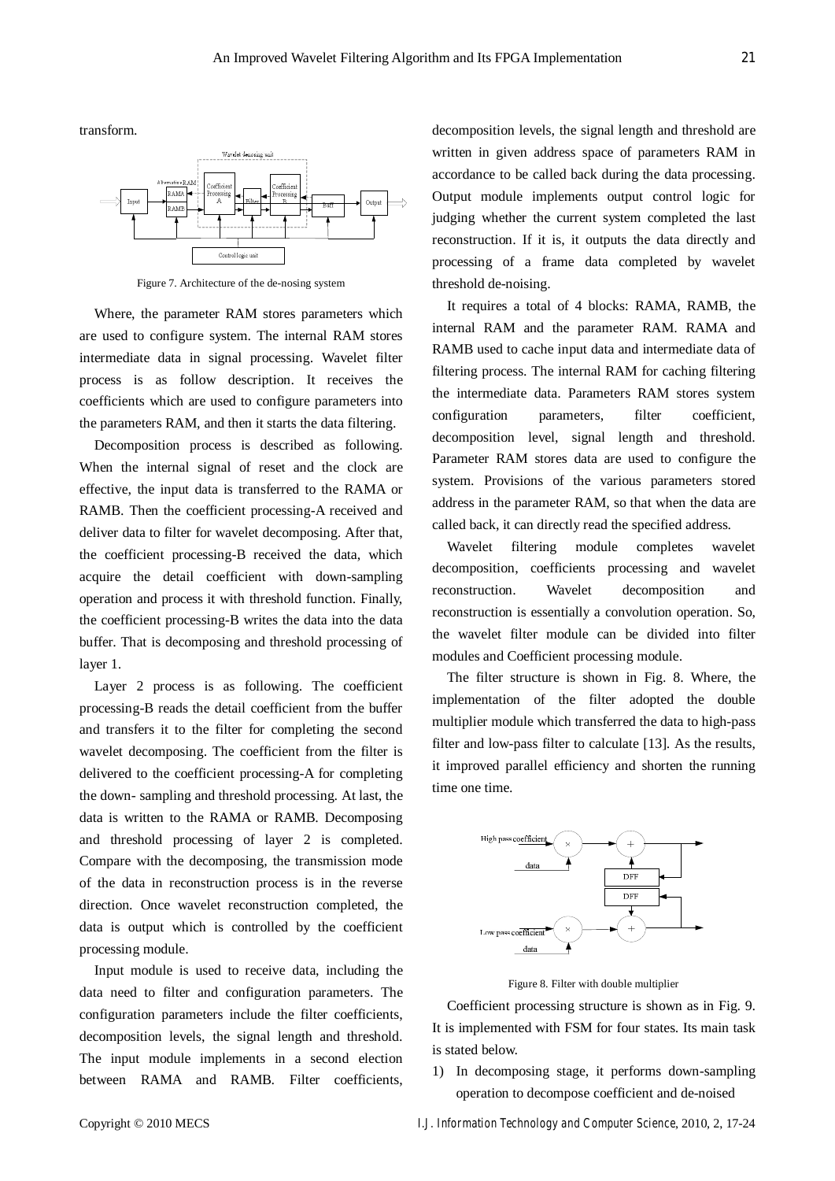transform.

Figure 7. Architecture of the de-nosing system

Where, the parameter RAM stores parameters which are used to configure system. The internal RAM stores intermediate data in signal processing. Wavelet filter process is as follow description. It receives the coefficients which are used to configure parameters into the parameters RAM, and then it starts the data filtering.

Decomposition process is described as following. When the internal signal of reset and the clock are effective, the input data is transferred to the RAMA or RAMB. Then the coefficient processing-A received and deliver data to filter for wavelet decomposing. After that, the coefficient processing-B received the data, which acquire the detail coefficient with down-sampling operation and process it with threshold function. Finally, the coefficient processing-B writes the data into the data buffer. That is decomposing and threshold processing of layer 1.

Layer 2 process is as following. The coefficient processing-B reads the detail coefficient from the buffer and transfers it to the filter for completing the second wavelet decomposing. The coefficient from the filter is delivered to the coefficient processing-A for completing the down- sampling and threshold processing. At last, the data is written to the RAMA or RAMB. Decomposing and threshold processing of layer 2 is completed. Compare with the decomposing, the transmission mode of the data in reconstruction process is in the reverse direction. Once wavelet reconstruction completed, the data is output which is controlled by the coefficient processing module.

Input module is used to receive data, including the data need to filter and configuration parameters. The configuration parameters include the filter coefficients, decomposition levels, the signal length and threshold. The input module implements in a second election between RAMA and RAMB. Filter coefficients, decomposition levels, the signal length and threshold are written in given address space of parameters RAM in accordance to be called back during the data processing. Output module implements output control logic for judging whether the current system completed the last reconstruction. If it is, it outputs the data directly and processing of a frame data completed by wavelet threshold de-noising.

It requires a total of 4 blocks: RAMA, RAMB, the internal RAM and the parameter RAM. RAMA and RAMB used to cache input data and intermediate data of filtering process. The internal RAM for caching filtering the intermediate data. Parameters RAM stores system configuration parameters, filter coefficient, decomposition level, signal length and threshold. Parameter RAM stores data are used to configure the system. Provisions of the various parameters stored address in the parameter RAM, so that when the data are called back, it can directly read the specified address.

Wavelet filtering module completes wavelet decomposition, coefficients processing and wavelet reconstruction. Wavelet decomposition and reconstruction is essentially a convolution operation. So, the wavelet filter module can be divided into filter modules and Coefficient processing module.

The filter structure is shown in Fig. 8. Where, the implementation of the filter adopted the double multiplier module which transferred the data to high-pass filter and low-pass filter to calculate [13]. As the results, it improved parallel efficiency and shorten the running time one time.

Figure 8. Filter with double multiplier

Coefficient processing structure is shown as in Fig. 9. It is implemented with FSM for four states. Its main task is stated below.

1) In decomposing stage, it performs down-sampling operation to decompose coefficient and de-noised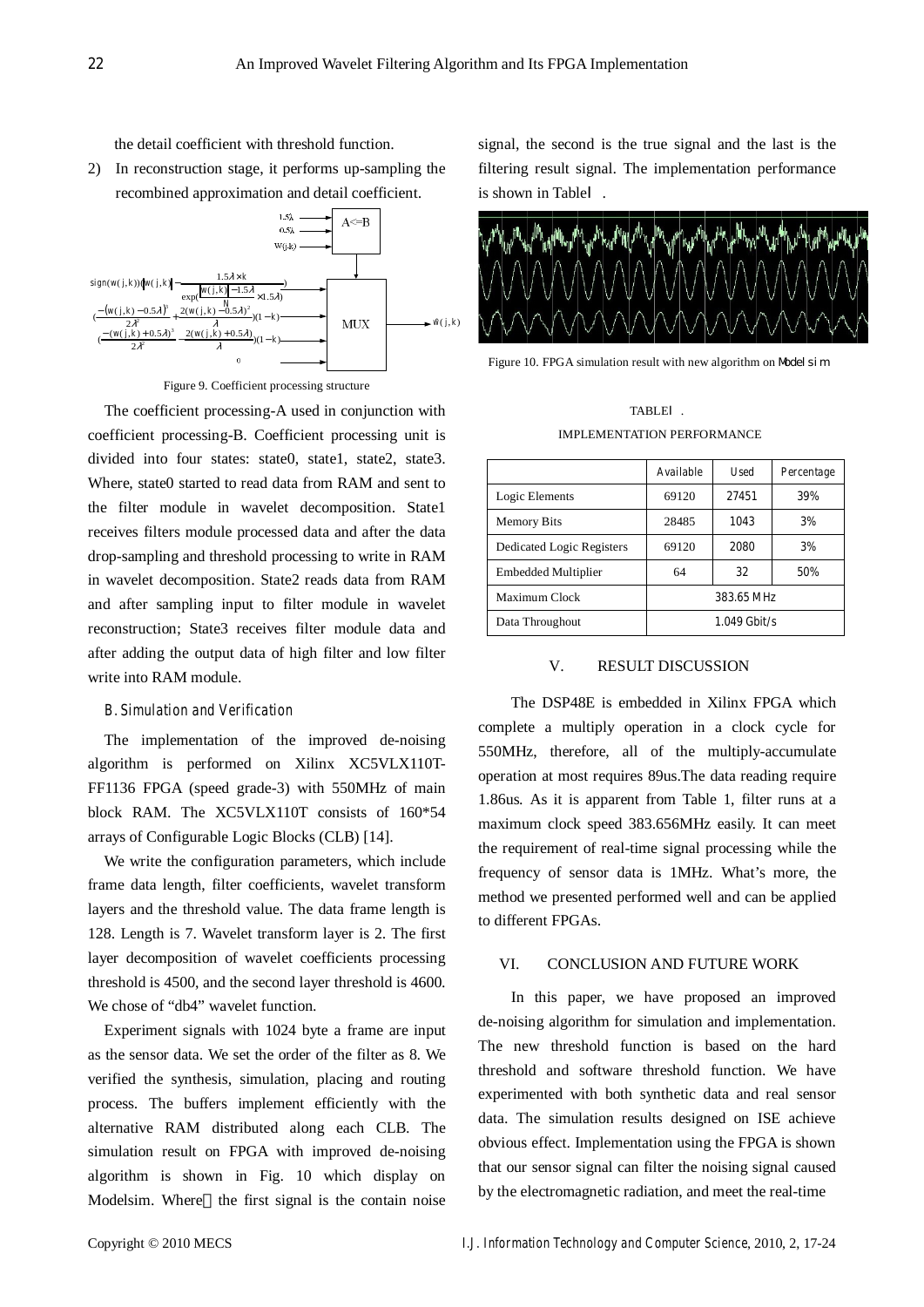the detail coefficient with threshold function.

2) In reconstruction stage, it performs up-sampling the recombined approximation and detail coefficient.

Figure 9. Coefficient processing structure

The coefficient processing-A used in conjunction with coefficient processing-B. Coefficient processing unit is divided into four states: state0, state1, state2, state3. Where, state0 started to read data from RAM and sent to the filter module in wavelet decomposition. State1 receives filters module processed data and after the data drop-sampling and threshold processing to write in RAM in wavelet decomposition. State2 reads data from RAM and after sampling input to filter module in wavelet reconstruction; State3 receives filter module data and after adding the output data of high filter and low filter write into RAM module.

### B. Simulation and Verification

The implementation of the improved de-noising algorithm is performed on Xilinx XC5VLX110T-FF1136 FPGA (speed grade-3) with 550MHz of main block RAM. The XC5VLX110T consists of 160*54 arrays of Configurable Logic Blocks (CLB) [14].

We write the configuration parameters, which include frame data length, filter coefficients, wavelet transform layers and the threshold value. The data frame length is 128. Length is 7. Wavelet transform layer is 2. The first layer decomposition of wavelet coefficients processing threshold is 4500, and the second layer threshold is 4600. We chose of "db4" wavelet function.

Experiment signals with 1024 byte a frame are input as the sensor data. We set the order of the filter as 8. We verified the synthesis, simulation, placing and routing process. The buffers implement efficiently with the alternative RAM distributed along each CLB. The simulation result on FPGA with improved de-noising algorithm is shown in Fig. 10 which display on Modelsim. Where，the first signal is the contain noise signal, the second is the true signal and the last is the filtering result signal. The implementation performance is shown in TableⅠ.

Figure 10. FPGA simulation result with new algorithm on Modelsim

TABLEⅠ.
IMPLEMENTATION PERFORMANCE

| | Available | Used | Percentage |
|---|---|---|---|
| Logic Elements | 69120 | 27451 | 39% |
| Memory Bits | 28485 | 1043 | 3% |
| Dedicated Logic Registers | 69120 | 2080 | 3% |
| Embedded Multiplier | 64 | 32 | 50% |
| Maximum Clock | 383.65 MHz | | |
| Data Throughout | 1.049 Gbit/s | | |

## V. RESULT DISCUSSION

The DSP48E is embedded in Xilinx FPGA which complete a multiply operation in a clock cycle for 550MHz, therefore, all of the multiply-accumulate operation at most requires 89us.The data reading require 1.86us. As it is apparent from Table 1, filter runs at a maximum clock speed 383.656MHz easily. It can meet the requirement of real-time signal processing while the frequency of sensor data is 1MHz. What's more, the method we presented performed well and can be applied to different FPGAs.

## VI. CONCLUSION AND FUTURE WORK

In this paper, we have proposed an improved de-noising algorithm for simulation and implementation. The new threshold function is based on the hard threshold and software threshold function. We have experimented with both synthetic data and real sensor data. The simulation results designed on ISE achieve obvious effect. Implementation using the FPGA is shown that our sensor signal can filter the noising signal caused by the electromagnetic radiation, and meet the real-time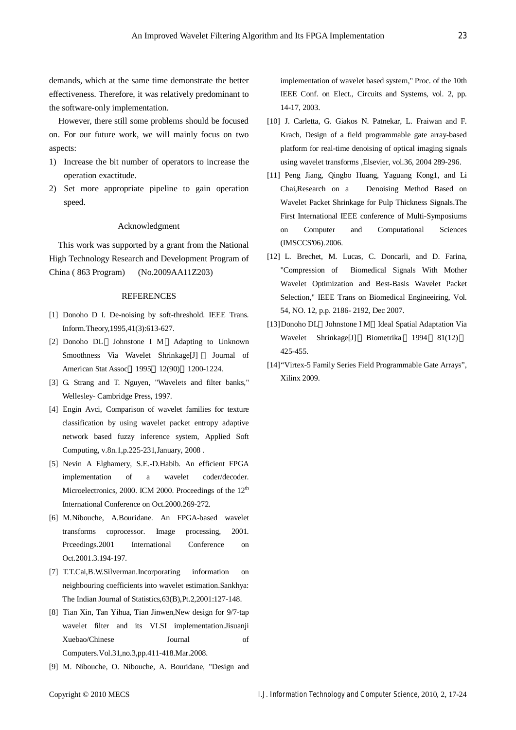demands, which at the same time demonstrate the better effectiveness. Therefore, it was relatively predominant to the software-only implementation.

However, there still some problems should be focused on. For our future work, we will mainly focus on two aspects:

1) Increase the bit number of operators to increase the operation exactitude.
2) Set more appropriate pipeline to gain operation speed.

## Acknowledgment

This work was supported by a grant from the National High Technology Research and Development Program of China ( 863 Program) (No.2009AA11Z203)

## REFERENCES

[1] Donoho D I. De-noising by soft-threshold. IEEE Trans. Inform.Theory,1995,41(3):613-627.

[2] Donoho DL，Johnstone I M．Adapting to Unknown Smoothness Via Wavelet Shrinkage[J]．Journal of American Stat Assoc，1995，12(90)：1200-1224.

[3] G. Strang and T. Nguyen, "Wavelets and filter banks," Wellesley- Cambridge Press, 1997.

[4] Engin Avci, Comparison of wavelet families for texture classification by using wavelet packet entropy adaptive network based fuzzy inference system, Applied Soft Computing, v.8n.1,p.225-231,January, 2008 .

[5] Nevin A Elghamery, S.E.-D.Habib. An efficient FPGA implementation of a wavelet coder/decoder. Microelectronics, 2000. ICM 2000. Proceedings of the 12th International Conference on Oct.2000.269-272.

[6] M.Nibouche, A.Bouridane. An FPGA-based wavelet transforms coprocessor. Image processing, 2001. Prceedings.2001 International Conference on Oct.2001.3.194-197.

[7] T.T.Cai,B.W.Silverman.Incorporating information on neighbouring coefficients into wavelet estimation.Sankhya: The Indian Journal of Statistics,63(B),Pt.2,2001:127-148.

[8] Tian Xin, Tan Yihua, Tian Jinwen,New design for 9/7-tap wavelet filter and its VLSI implementation.Jisuanji Xuebao/Chinese Journal of Computers.Vol.31,no.3,pp.411-418.Mar.2008.

[9] M. Nibouche, O. Nibouche, A. Bouridane, "Design and implementation of wavelet based system," Proc. of the 10th IEEE Conf. on Elect., Circuits and Systems, vol. 2, pp. 14-17, 2003.

[10] J. Carletta, G. Giakos N. Patnekar, L. Fraiwan and F. Krach, Design of a field programmable gate array-based platform for real-time denoising of optical imaging signals using wavelet transforms ,Elsevier, vol.36, 2004 289-296.

[11] Peng Jiang, Qingbo Huang, Yaguang Kong1, and Li Chai,Research on a Denoising Method Based on Wavelet Packet Shrinkage for Pulp Thickness Signals.The First International IEEE conference of Multi-Symposiums on Computer and Computational Sciences (IMSCCS'06).2006.

[12] L. Brechet, M. Lucas, C. Doncarli, and D. Farina, "Compression of Biomedical Signals With Mother Wavelet Optimization and Best-Basis Wavelet Packet Selection," IEEE Trans on Biomedical Engineeiring, Vol. 54, NO. 12, p.p. 2186- 2192, Dec 2007.

[13] Donoho DL，Johnstone I M．Ideal Spatial Adaptation Via Wavelet Shrinkage[J]．Biometrika，1994，81(12)：425-455.

[14] "Virtex-5 Family Series Field Programmable Gate Arrays", Xilinx 2009.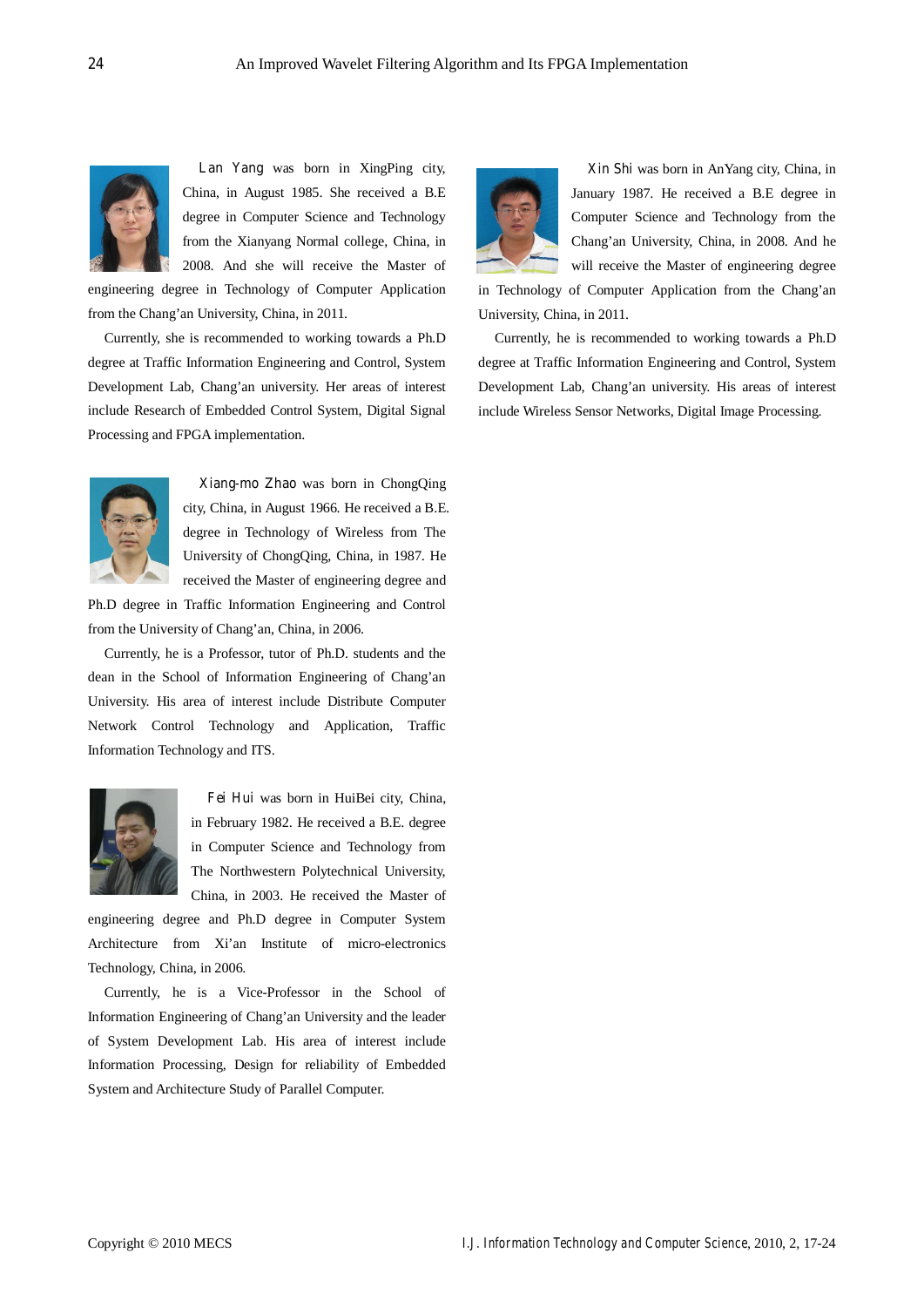**Lan Yang** was born in XingPing city, China, in August 1985. She received a B.E degree in Computer Science and Technology from the Xianyang Normal college, China, in 2008. And she will receive the Master of engineering degree in Technology of Computer Application from the Chang'an University, China, in 2011.

Currently, she is recommended to working towards a Ph.D degree at Traffic Information Engineering and Control, System Development Lab, Chang'an university. Her areas of interest include Research of Embedded Control System, Digital Signal Processing and FPGA implementation.

**Xiang-mo Zhao** was born in ChongQing city, China, in August 1966. He received a B.E. degree in Technology of Wireless from The University of ChongQing, China, in 1987. He received the Master of engineering degree and Ph.D degree in Traffic Information Engineering and Control from the University of Chang'an, China, in 2006.

Currently, he is a Professor, tutor of Ph.D. students and the dean in the School of Information Engineering of Chang'an University. His area of interest include Distribute Computer Network Control Technology and Application, Traffic Information Technology and ITS.

**Fei Hui** was born in HuiBei city, China, in February 1982. He received a B.E. degree in Computer Science and Technology from The Northwestern Polytechnical University, China, in 2003. He received the Master of engineering degree and Ph.D degree in Computer System Architecture from Xi'an Institute of micro-electronics Technology, China, in 2006.

Currently, he is a Vice-Professor in the School of Information Engineering of Chang'an University and the leader of System Development Lab. His area of interest include Information Processing, Design for reliability of Embedded System and Architecture Study of Parallel Computer.

**Xin Shi** was born in AnYang city, China, in January 1987. He received a B.E degree in Computer Science and Technology from the Chang'an University, China, in 2008. And he will receive the Master of engineering degree in Technology of Computer Application from the Chang'an University, China, in 2011.

Currently, he is recommended to working towards a Ph.D degree at Traffic Information Engineering and Control, System Development Lab, Chang'an university. His areas of interest include Wireless Sensor Networks, Digital Image Processing.